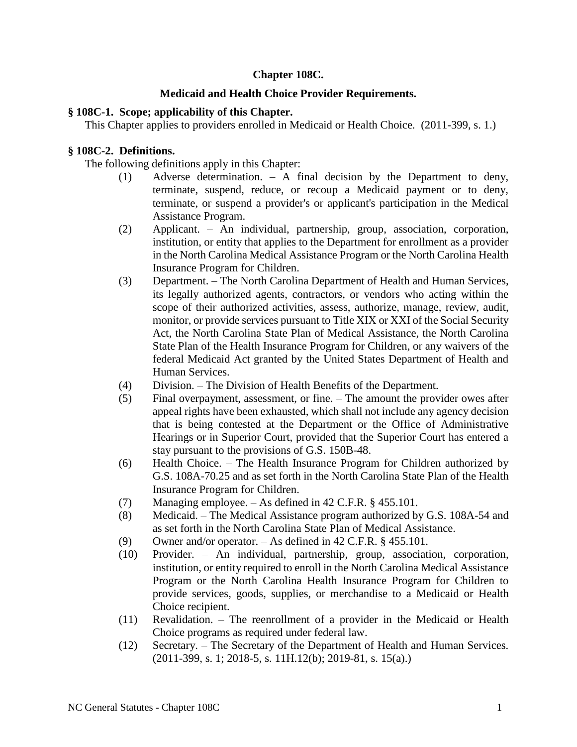# Chapter 108C.

## Medicaid and Health Choice Provider Requirements.

### § 108C-1. Scope; applicability of this Chapter.

This Chapter applies to providers enrolled in Medicaid or Health Choice. (2011-399, s. 1.)

### § 108C-2. Definitions.

The following definitions apply in this Chapter:

(1) Adverse determination. – A final decision by the Department to deny, terminate, suspend, reduce, or recoup a Medicaid payment or to deny, terminate, or suspend a provider's or applicant's participation in the Medical Assistance Program.

(2) Applicant. – An individual, partnership, group, association, corporation, institution, or entity that applies to the Department for enrollment as a provider in the North Carolina Medical Assistance Program or the North Carolina Health Insurance Program for Children.

(3) Department. – The North Carolina Department of Health and Human Services, its legally authorized agents, contractors, or vendors who acting within the scope of their authorized activities, assess, authorize, manage, review, audit, monitor, or provide services pursuant to Title XIX or XXI of the Social Security Act, the North Carolina State Plan of Medical Assistance, the North Carolina State Plan of the Health Insurance Program for Children, or any waivers of the federal Medicaid Act granted by the United States Department of Health and Human Services.

(4) Division. – The Division of Health Benefits of the Department.

(5) Final overpayment, assessment, or fine. – The amount the provider owes after appeal rights have been exhausted, which shall not include any agency decision that is being contested at the Department or the Office of Administrative Hearings or in Superior Court, provided that the Superior Court has entered a stay pursuant to the provisions of G.S. 150B-48.

(6) Health Choice. – The Health Insurance Program for Children authorized by G.S. 108A-70.25 and as set forth in the North Carolina State Plan of the Health Insurance Program for Children.

(7) Managing employee. – As defined in 42 C.F.R. § 455.101.

(8) Medicaid. – The Medical Assistance program authorized by G.S. 108A-54 and as set forth in the North Carolina State Plan of Medical Assistance.

(9) Owner and/or operator. – As defined in 42 C.F.R. § 455.101.

(10) Provider. – An individual, partnership, group, association, corporation, institution, or entity required to enroll in the North Carolina Medical Assistance Program or the North Carolina Health Insurance Program for Children to provide services, goods, supplies, or merchandise to a Medicaid or Health Choice recipient.

(11) Revalidation. – The reenrollment of a provider in the Medicaid or Health Choice programs as required under federal law.

(12) Secretary. – The Secretary of the Department of Health and Human Services. (2011-399, s. 1; 2018-5, s. 11H.12(b); 2019-81, s. 15(a).)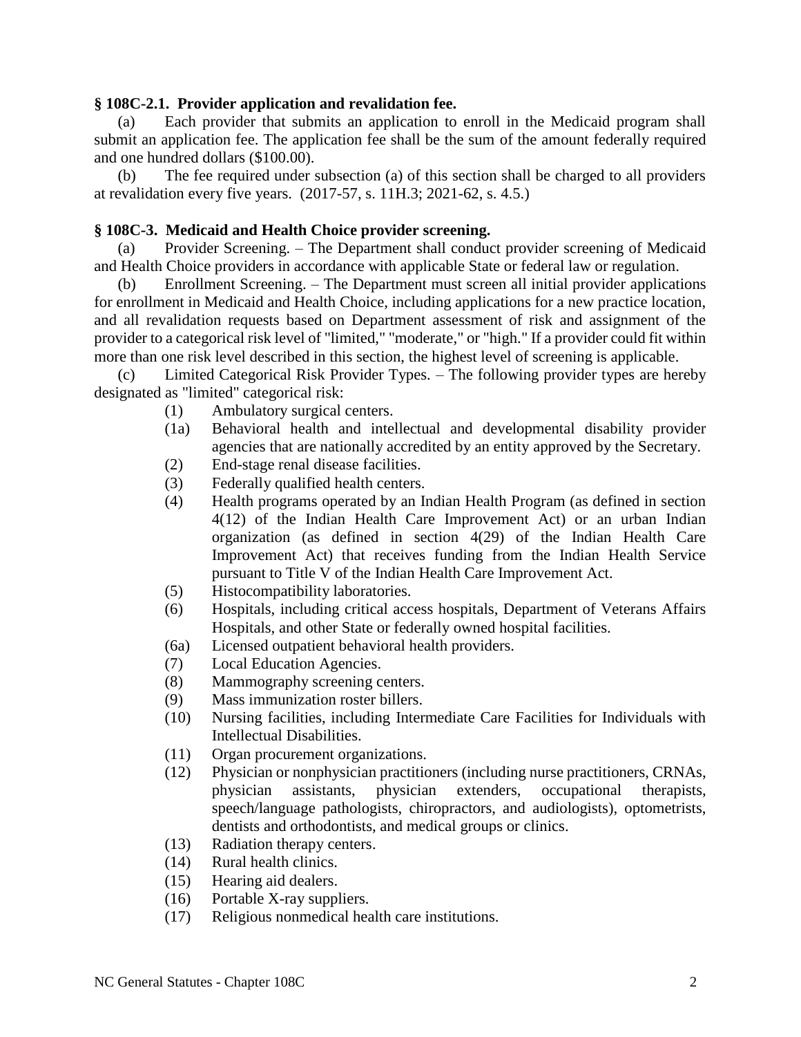**§ 108C-2.1. Provider application and revalidation fee.**

(a) Each provider that submits an application to enroll in the Medicaid program shall submit an application fee. The application fee shall be the sum of the amount federally required and one hundred dollars ($100.00).

(b) The fee required under subsection (a) of this section shall be charged to all providers at revalidation every five years. (2017-57, s. 11H.3; 2021-62, s. 4.5.)

**§ 108C-3. Medicaid and Health Choice provider screening.**

(a) Provider Screening. – The Department shall conduct provider screening of Medicaid and Health Choice providers in accordance with applicable State or federal law or regulation.

(b) Enrollment Screening. – The Department must screen all initial provider applications for enrollment in Medicaid and Health Choice, including applications for a new practice location, and all revalidation requests based on Department assessment of risk and assignment of the provider to a categorical risk level of "limited," "moderate," or "high." If a provider could fit within more than one risk level described in this section, the highest level of screening is applicable.

(c) Limited Categorical Risk Provider Types. – The following provider types are hereby designated as "limited" categorical risk:

- (1) Ambulatory surgical centers.
- (1a) Behavioral health and intellectual and developmental disability provider agencies that are nationally accredited by an entity approved by the Secretary.
- (2) End-stage renal disease facilities.
- (3) Federally qualified health centers.
- (4) Health programs operated by an Indian Health Program (as defined in section 4(12) of the Indian Health Care Improvement Act) or an urban Indian organization (as defined in section 4(29) of the Indian Health Care Improvement Act) that receives funding from the Indian Health Service pursuant to Title V of the Indian Health Care Improvement Act.
- (5) Histocompatibility laboratories.
- (6) Hospitals, including critical access hospitals, Department of Veterans Affairs Hospitals, and other State or federally owned hospital facilities.
- (6a) Licensed outpatient behavioral health providers.
- (7) Local Education Agencies.
- (8) Mammography screening centers.
- (9) Mass immunization roster billers.
- (10) Nursing facilities, including Intermediate Care Facilities for Individuals with Intellectual Disabilities.
- (11) Organ procurement organizations.
- (12) Physician or nonphysician practitioners (including nurse practitioners, CRNAs, physician assistants, physician extenders, occupational therapists, speech/language pathologists, chiropractors, and audiologists), optometrists, dentists and orthodontists, and medical groups or clinics.
- (13) Radiation therapy centers.
- (14) Rural health clinics.
- (15) Hearing aid dealers.
- (16) Portable X-ray suppliers.
- (17) Religious nonmedical health care institutions.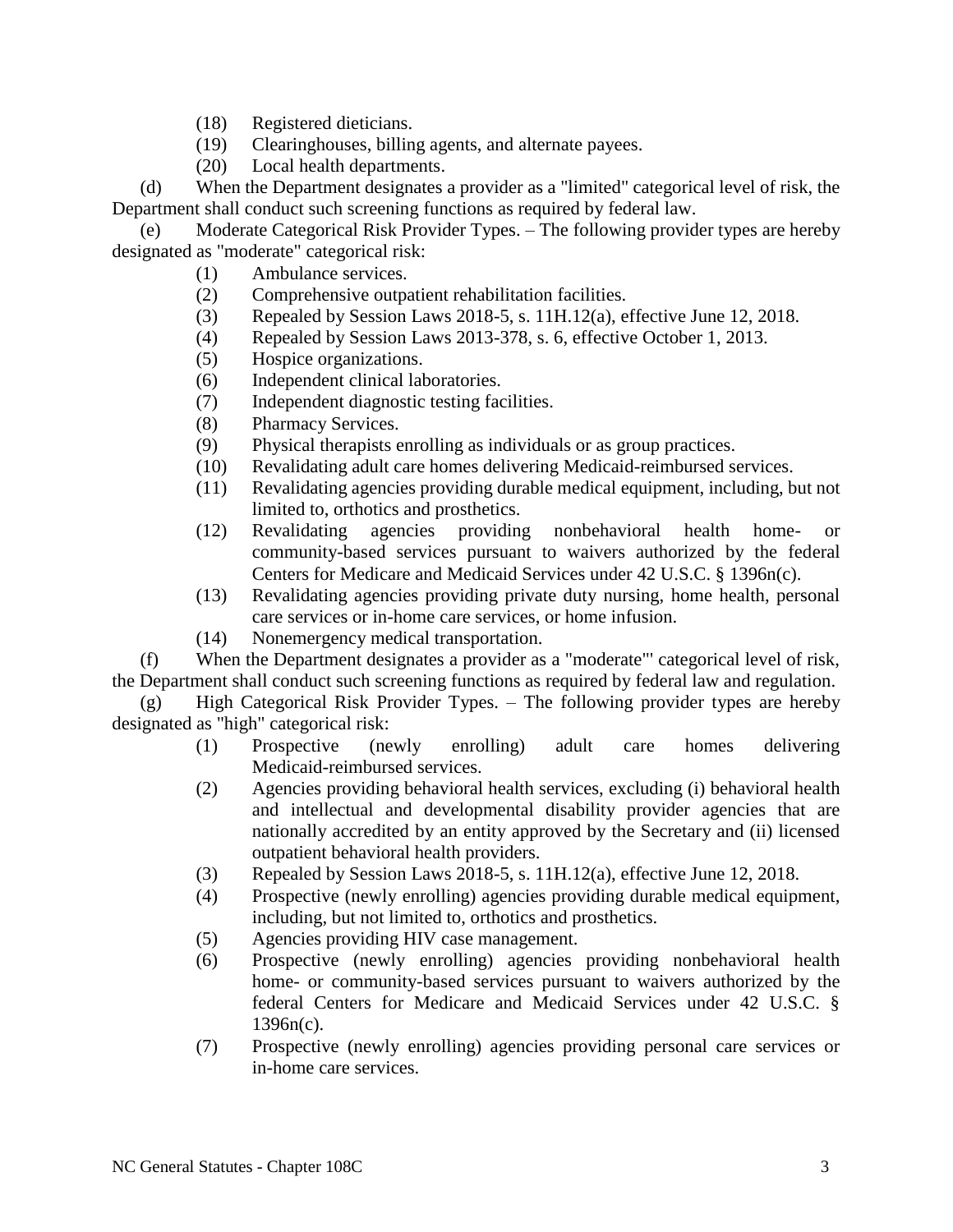(18) Registered dieticians.

(19) Clearinghouses, billing agents, and alternate payees.

(20) Local health departments.

(d) When the Department designates a provider as a "limited" categorical level of risk, the Department shall conduct such screening functions as required by federal law.

(e) Moderate Categorical Risk Provider Types. – The following provider types are hereby designated as "moderate" categorical risk:

(1) Ambulance services.

(2) Comprehensive outpatient rehabilitation facilities.

(3) Repealed by Session Laws 2018-5, s. 11H.12(a), effective June 12, 2018.

(4) Repealed by Session Laws 2013-378, s. 6, effective October 1, 2013.

(5) Hospice organizations.

(6) Independent clinical laboratories.

(7) Independent diagnostic testing facilities.

(8) Pharmacy Services.

(9) Physical therapists enrolling as individuals or as group practices.

(10) Revalidating adult care homes delivering Medicaid-reimbursed services.

(11) Revalidating agencies providing durable medical equipment, including, but not limited to, orthotics and prosthetics.

(12) Revalidating agencies providing nonbehavioral health home- or community-based services pursuant to waivers authorized by the federal Centers for Medicare and Medicaid Services under 42 U.S.C. § 1396n(c).

(13) Revalidating agencies providing private duty nursing, home health, personal care services or in-home care services, or home infusion.

(14) Nonemergency medical transportation.

(f) When the Department designates a provider as a "moderate"' categorical level of risk, the Department shall conduct such screening functions as required by federal law and regulation.

(g) High Categorical Risk Provider Types. – The following provider types are hereby designated as "high" categorical risk:

(1) Prospective (newly enrolling) adult care homes delivering Medicaid-reimbursed services.

(2) Agencies providing behavioral health services, excluding (i) behavioral health and intellectual and developmental disability provider agencies that are nationally accredited by an entity approved by the Secretary and (ii) licensed outpatient behavioral health providers.

(3) Repealed by Session Laws 2018-5, s. 11H.12(a), effective June 12, 2018.

(4) Prospective (newly enrolling) agencies providing durable medical equipment, including, but not limited to, orthotics and prosthetics.

(5) Agencies providing HIV case management.

(6) Prospective (newly enrolling) agencies providing nonbehavioral health home- or community-based services pursuant to waivers authorized by the federal Centers for Medicare and Medicaid Services under 42 U.S.C. § 1396n(c).

(7) Prospective (newly enrolling) agencies providing personal care services or in-home care services.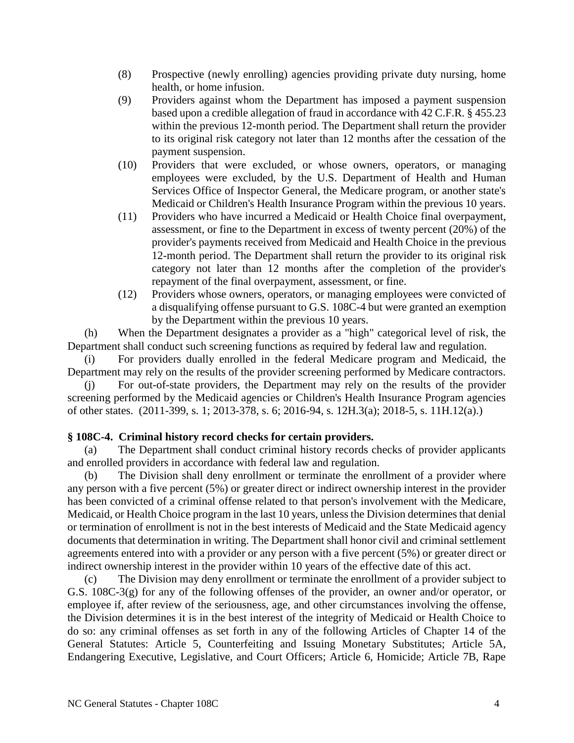(8) Prospective (newly enrolling) agencies providing private duty nursing, home health, or home infusion.

(9) Providers against whom the Department has imposed a payment suspension based upon a credible allegation of fraud in accordance with 42 C.F.R. § 455.23 within the previous 12-month period. The Department shall return the provider to its original risk category not later than 12 months after the cessation of the payment suspension.

(10) Providers that were excluded, or whose owners, operators, or managing employees were excluded, by the U.S. Department of Health and Human Services Office of Inspector General, the Medicare program, or another state's Medicaid or Children's Health Insurance Program within the previous 10 years.

(11) Providers who have incurred a Medicaid or Health Choice final overpayment, assessment, or fine to the Department in excess of twenty percent (20%) of the provider's payments received from Medicaid and Health Choice in the previous 12-month period. The Department shall return the provider to its original risk category not later than 12 months after the completion of the provider's repayment of the final overpayment, assessment, or fine.

(12) Providers whose owners, operators, or managing employees were convicted of a disqualifying offense pursuant to G.S. 108C-4 but were granted an exemption by the Department within the previous 10 years.

(h) When the Department designates a provider as a "high" categorical level of risk, the Department shall conduct such screening functions as required by federal law and regulation.

(i) For providers dually enrolled in the federal Medicare program and Medicaid, the Department may rely on the results of the provider screening performed by Medicare contractors.

(j) For out-of-state providers, the Department may rely on the results of the provider screening performed by the Medicaid agencies or Children's Health Insurance Program agencies of other states. (2011-399, s. 1; 2013-378, s. 6; 2016-94, s. 12H.3(a); 2018-5, s. 11H.12(a).)

**§ 108C-4. Criminal history record checks for certain providers.**

(a) The Department shall conduct criminal history records checks of provider applicants and enrolled providers in accordance with federal law and regulation.

(b) The Division shall deny enrollment or terminate the enrollment of a provider where any person with a five percent (5%) or greater direct or indirect ownership interest in the provider has been convicted of a criminal offense related to that person's involvement with the Medicare, Medicaid, or Health Choice program in the last 10 years, unless the Division determines that denial or termination of enrollment is not in the best interests of Medicaid and the State Medicaid agency documents that determination in writing. The Department shall honor civil and criminal settlement agreements entered into with a provider or any person with a five percent (5%) or greater direct or indirect ownership interest in the provider within 10 years of the effective date of this act.

(c) The Division may deny enrollment or terminate the enrollment of a provider subject to G.S. 108C-3(g) for any of the following offenses of the provider, an owner and/or operator, or employee if, after review of the seriousness, age, and other circumstances involving the offense, the Division determines it is in the best interest of the integrity of Medicaid or Health Choice to do so: any criminal offenses as set forth in any of the following Articles of Chapter 14 of the General Statutes: Article 5, Counterfeiting and Issuing Monetary Substitutes; Article 5A, Endangering Executive, Legislative, and Court Officers; Article 6, Homicide; Article 7B, Rape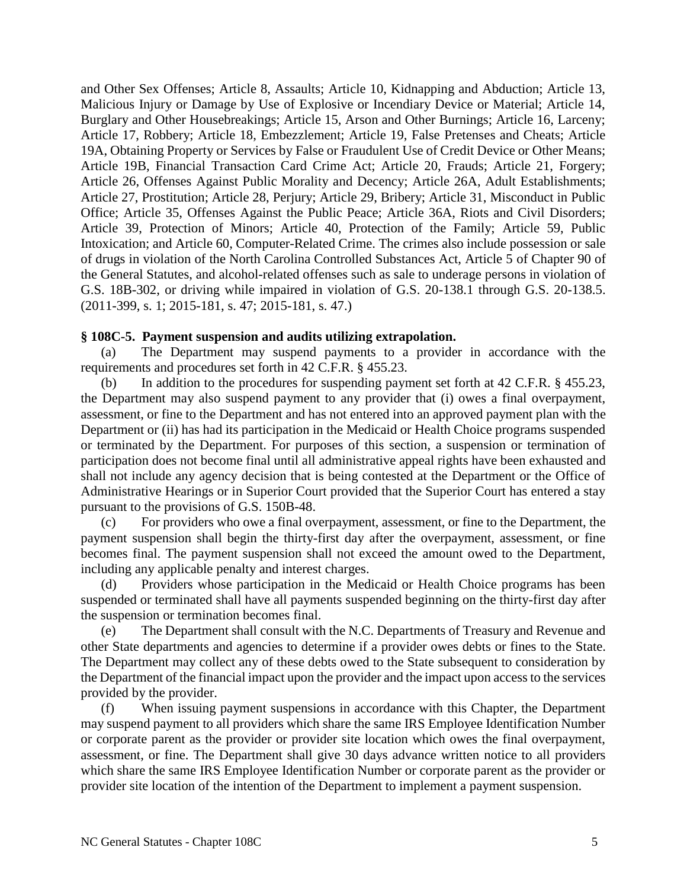and Other Sex Offenses; Article 8, Assaults; Article 10, Kidnapping and Abduction; Article 13, Malicious Injury or Damage by Use of Explosive or Incendiary Device or Material; Article 14, Burglary and Other Housebreakings; Article 15, Arson and Other Burnings; Article 16, Larceny; Article 17, Robbery; Article 18, Embezzlement; Article 19, False Pretenses and Cheats; Article 19A, Obtaining Property or Services by False or Fraudulent Use of Credit Device or Other Means; Article 19B, Financial Transaction Card Crime Act; Article 20, Frauds; Article 21, Forgery; Article 26, Offenses Against Public Morality and Decency; Article 26A, Adult Establishments; Article 27, Prostitution; Article 28, Perjury; Article 29, Bribery; Article 31, Misconduct in Public Office; Article 35, Offenses Against the Public Peace; Article 36A, Riots and Civil Disorders; Article 39, Protection of Minors; Article 40, Protection of the Family; Article 59, Public Intoxication; and Article 60, Computer-Related Crime. The crimes also include possession or sale of drugs in violation of the North Carolina Controlled Substances Act, Article 5 of Chapter 90 of the General Statutes, and alcohol-related offenses such as sale to underage persons in violation of G.S. 18B-302, or driving while impaired in violation of G.S. 20-138.1 through G.S. 20-138.5. (2011-399, s. 1; 2015-181, s. 47; 2015-181, s. 47.)

**§ 108C-5. Payment suspension and audits utilizing extrapolation.**

(a) The Department may suspend payments to a provider in accordance with the requirements and procedures set forth in 42 C.F.R. § 455.23.

(b) In addition to the procedures for suspending payment set forth at 42 C.F.R. § 455.23, the Department may also suspend payment to any provider that (i) owes a final overpayment, assessment, or fine to the Department and has not entered into an approved payment plan with the Department or (ii) has had its participation in the Medicaid or Health Choice programs suspended or terminated by the Department. For purposes of this section, a suspension or termination of participation does not become final until all administrative appeal rights have been exhausted and shall not include any agency decision that is being contested at the Department or the Office of Administrative Hearings or in Superior Court provided that the Superior Court has entered a stay pursuant to the provisions of G.S. 150B-48.

(c) For providers who owe a final overpayment, assessment, or fine to the Department, the payment suspension shall begin the thirty-first day after the overpayment, assessment, or fine becomes final. The payment suspension shall not exceed the amount owed to the Department, including any applicable penalty and interest charges.

(d) Providers whose participation in the Medicaid or Health Choice programs has been suspended or terminated shall have all payments suspended beginning on the thirty-first day after the suspension or termination becomes final.

(e) The Department shall consult with the N.C. Departments of Treasury and Revenue and other State departments and agencies to determine if a provider owes debts or fines to the State. The Department may collect any of these debts owed to the State subsequent to consideration by the Department of the financial impact upon the provider and the impact upon access to the services provided by the provider.

(f) When issuing payment suspensions in accordance with this Chapter, the Department may suspend payment to all providers which share the same IRS Employee Identification Number or corporate parent as the provider or provider site location which owes the final overpayment, assessment, or fine. The Department shall give 30 days advance written notice to all providers which share the same IRS Employee Identification Number or corporate parent as the provider or provider site location of the intention of the Department to implement a payment suspension.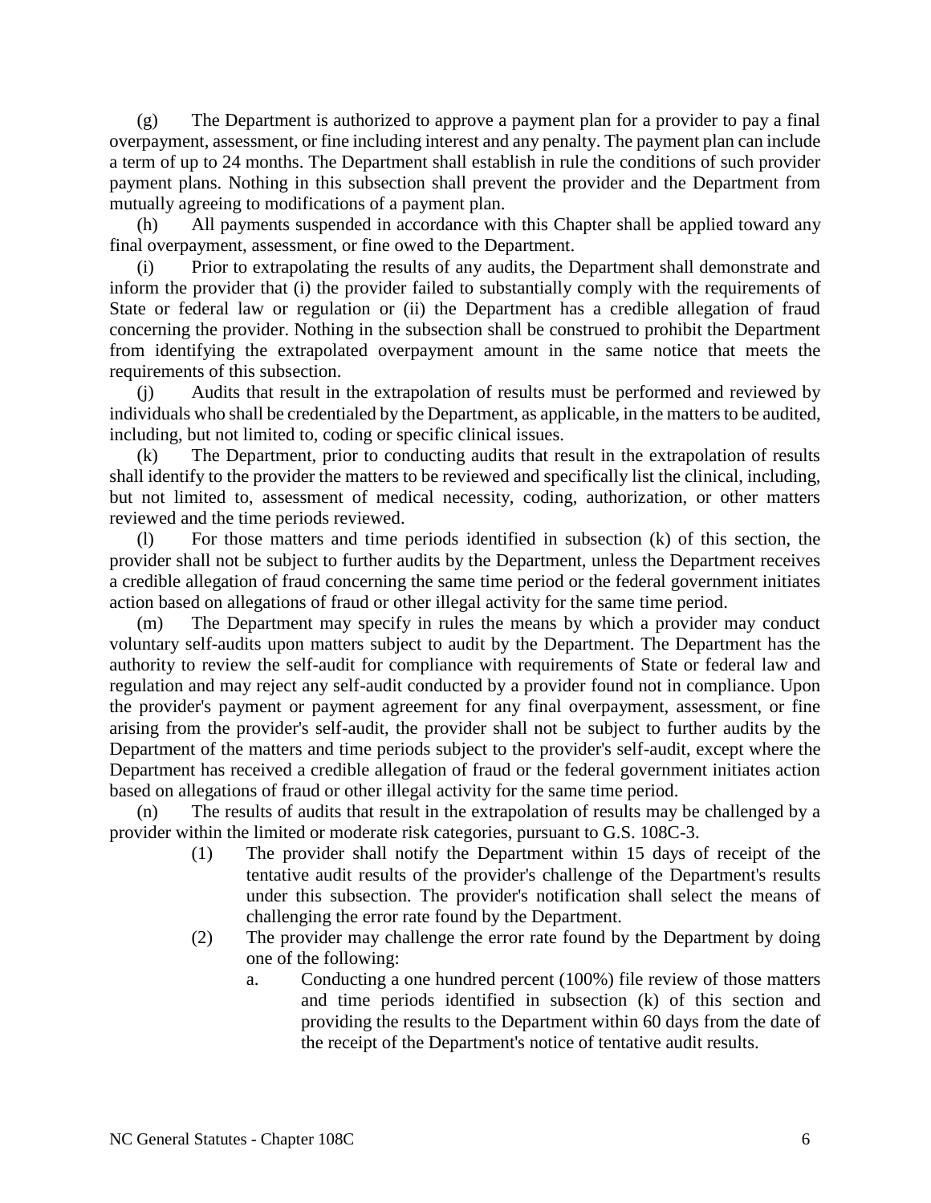(g) The Department is authorized to approve a payment plan for a provider to pay a final overpayment, assessment, or fine including interest and any penalty. The payment plan can include a term of up to 24 months. The Department shall establish in rule the conditions of such provider payment plans. Nothing in this subsection shall prevent the provider and the Department from mutually agreeing to modifications of a payment plan.

(h) All payments suspended in accordance with this Chapter shall be applied toward any final overpayment, assessment, or fine owed to the Department.

(i) Prior to extrapolating the results of any audits, the Department shall demonstrate and inform the provider that (i) the provider failed to substantially comply with the requirements of State or federal law or regulation or (ii) the Department has a credible allegation of fraud concerning the provider. Nothing in the subsection shall be construed to prohibit the Department from identifying the extrapolated overpayment amount in the same notice that meets the requirements of this subsection.

(j) Audits that result in the extrapolation of results must be performed and reviewed by individuals who shall be credentialed by the Department, as applicable, in the matters to be audited, including, but not limited to, coding or specific clinical issues.

(k) The Department, prior to conducting audits that result in the extrapolation of results shall identify to the provider the matters to be reviewed and specifically list the clinical, including, but not limited to, assessment of medical necessity, coding, authorization, or other matters reviewed and the time periods reviewed.

(l) For those matters and time periods identified in subsection (k) of this section, the provider shall not be subject to further audits by the Department, unless the Department receives a credible allegation of fraud concerning the same time period or the federal government initiates action based on allegations of fraud or other illegal activity for the same time period.

(m) The Department may specify in rules the means by which a provider may conduct voluntary self-audits upon matters subject to audit by the Department. The Department has the authority to review the self-audit for compliance with requirements of State or federal law and regulation and may reject any self-audit conducted by a provider found not in compliance. Upon the provider's payment or payment agreement for any final overpayment, assessment, or fine arising from the provider's self-audit, the provider shall not be subject to further audits by the Department of the matters and time periods subject to the provider's self-audit, except where the Department has received a credible allegation of fraud or the federal government initiates action based on allegations of fraud or other illegal activity for the same time period.

(n) The results of audits that result in the extrapolation of results may be challenged by a provider within the limited or moderate risk categories, pursuant to G.S. 108C-3.

- (1) The provider shall notify the Department within 15 days of receipt of the tentative audit results of the provider's challenge of the Department's results under this subsection. The provider's notification shall select the means of challenging the error rate found by the Department.
- (2) The provider may challenge the error rate found by the Department by doing one of the following:
  - a. Conducting a one hundred percent (100%) file review of those matters and time periods identified in subsection (k) of this section and providing the results to the Department within 60 days from the date of the receipt of the Department's notice of tentative audit results.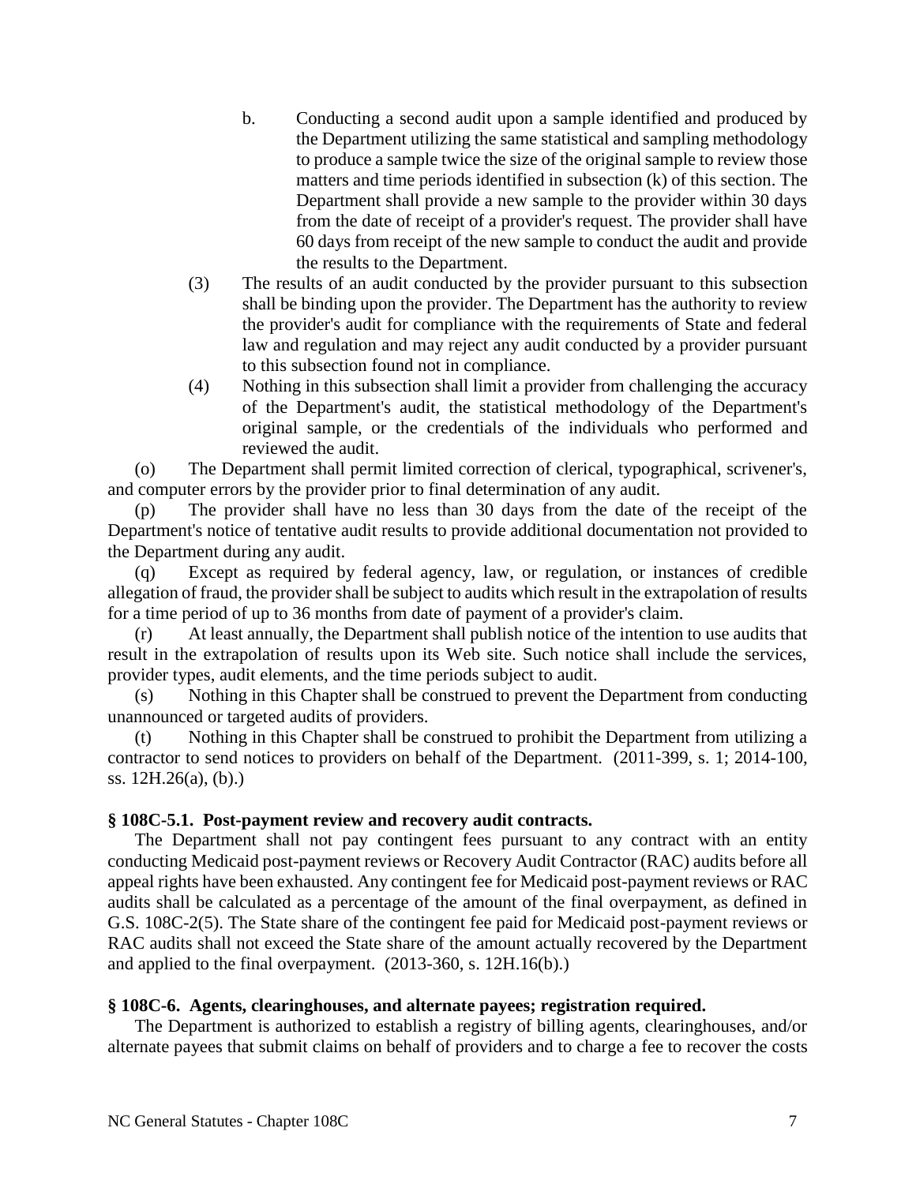b. Conducting a second audit upon a sample identified and produced by the Department utilizing the same statistical and sampling methodology to produce a sample twice the size of the original sample to review those matters and time periods identified in subsection (k) of this section. The Department shall provide a new sample to the provider within 30 days from the date of receipt of a provider's request. The provider shall have 60 days from receipt of the new sample to conduct the audit and provide the results to the Department.

(3) The results of an audit conducted by the provider pursuant to this subsection shall be binding upon the provider. The Department has the authority to review the provider's audit for compliance with the requirements of State and federal law and regulation and may reject any audit conducted by a provider pursuant to this subsection found not in compliance.

(4) Nothing in this subsection shall limit a provider from challenging the accuracy of the Department's audit, the statistical methodology of the Department's original sample, or the credentials of the individuals who performed and reviewed the audit.

(o) The Department shall permit limited correction of clerical, typographical, scrivener's, and computer errors by the provider prior to final determination of any audit.

(p) The provider shall have no less than 30 days from the date of the receipt of the Department's notice of tentative audit results to provide additional documentation not provided to the Department during any audit.

(q) Except as required by federal agency, law, or regulation, or instances of credible allegation of fraud, the provider shall be subject to audits which result in the extrapolation of results for a time period of up to 36 months from date of payment of a provider's claim.

(r) At least annually, the Department shall publish notice of the intention to use audits that result in the extrapolation of results upon its Web site. Such notice shall include the services, provider types, audit elements, and the time periods subject to audit.

(s) Nothing in this Chapter shall be construed to prevent the Department from conducting unannounced or targeted audits of providers.

(t) Nothing in this Chapter shall be construed to prohibit the Department from utilizing a contractor to send notices to providers on behalf of the Department. (2011-399, s. 1; 2014-100, ss. 12H.26(a), (b).)

**§ 108C-5.1. Post-payment review and recovery audit contracts.**

The Department shall not pay contingent fees pursuant to any contract with an entity conducting Medicaid post-payment reviews or Recovery Audit Contractor (RAC) audits before all appeal rights have been exhausted. Any contingent fee for Medicaid post-payment reviews or RAC audits shall be calculated as a percentage of the amount of the final overpayment, as defined in G.S. 108C-2(5). The State share of the contingent fee paid for Medicaid post-payment reviews or RAC audits shall not exceed the State share of the amount actually recovered by the Department and applied to the final overpayment. (2013-360, s. 12H.16(b).)

**§ 108C-6. Agents, clearinghouses, and alternate payees; registration required.**

The Department is authorized to establish a registry of billing agents, clearinghouses, and/or alternate payees that submit claims on behalf of providers and to charge a fee to recover the costs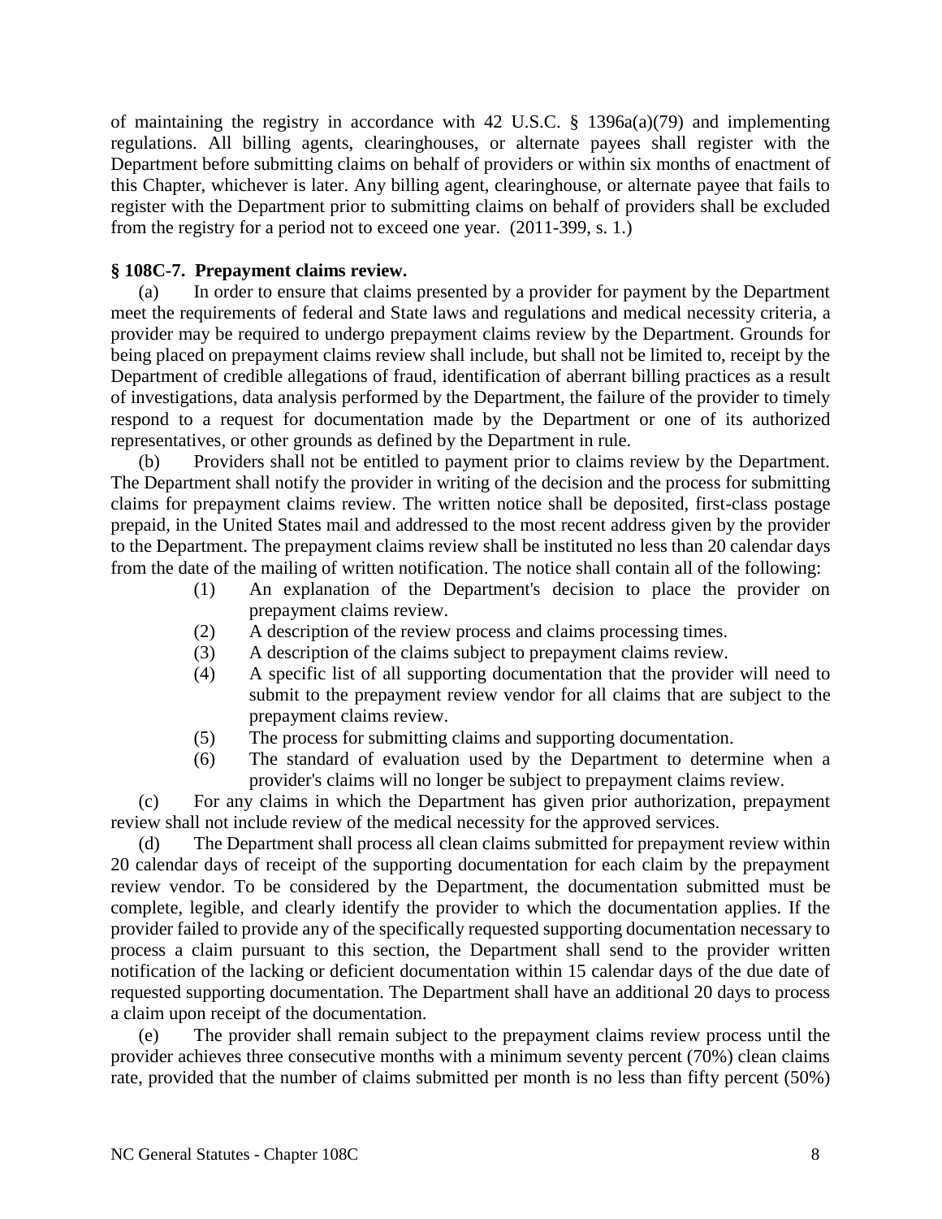of maintaining the registry in accordance with 42 U.S.C. § 1396a(a)(79) and implementing regulations. All billing agents, clearinghouses, or alternate payees shall register with the Department before submitting claims on behalf of providers or within six months of enactment of this Chapter, whichever is later. Any billing agent, clearinghouse, or alternate payee that fails to register with the Department prior to submitting claims on behalf of providers shall be excluded from the registry for a period not to exceed one year. (2011-399, s. 1.)

**§ 108C-7. Prepayment claims review.**

(a) In order to ensure that claims presented by a provider for payment by the Department meet the requirements of federal and State laws and regulations and medical necessity criteria, a provider may be required to undergo prepayment claims review by the Department. Grounds for being placed on prepayment claims review shall include, but shall not be limited to, receipt by the Department of credible allegations of fraud, identification of aberrant billing practices as a result of investigations, data analysis performed by the Department, the failure of the provider to timely respond to a request for documentation made by the Department or one of its authorized representatives, or other grounds as defined by the Department in rule.

(b) Providers shall not be entitled to payment prior to claims review by the Department. The Department shall notify the provider in writing of the decision and the process for submitting claims for prepayment claims review. The written notice shall be deposited, first-class postage prepaid, in the United States mail and addressed to the most recent address given by the provider to the Department. The prepayment claims review shall be instituted no less than 20 calendar days from the date of the mailing of written notification. The notice shall contain all of the following:

(1) An explanation of the Department's decision to place the provider on prepayment claims review.
(2) A description of the review process and claims processing times.
(3) A description of the claims subject to prepayment claims review.
(4) A specific list of all supporting documentation that the provider will need to submit to the prepayment review vendor for all claims that are subject to the prepayment claims review.
(5) The process for submitting claims and supporting documentation.
(6) The standard of evaluation used by the Department to determine when a provider's claims will no longer be subject to prepayment claims review.

(c) For any claims in which the Department has given prior authorization, prepayment review shall not include review of the medical necessity for the approved services.

(d) The Department shall process all clean claims submitted for prepayment review within 20 calendar days of receipt of the supporting documentation for each claim by the prepayment review vendor. To be considered by the Department, the documentation submitted must be complete, legible, and clearly identify the provider to which the documentation applies. If the provider failed to provide any of the specifically requested supporting documentation necessary to process a claim pursuant to this section, the Department shall send to the provider written notification of the lacking or deficient documentation within 15 calendar days of the due date of requested supporting documentation. The Department shall have an additional 20 days to process a claim upon receipt of the documentation.

(e) The provider shall remain subject to the prepayment claims review process until the provider achieves three consecutive months with a minimum seventy percent (70%) clean claims rate, provided that the number of claims submitted per month is no less than fifty percent (50%)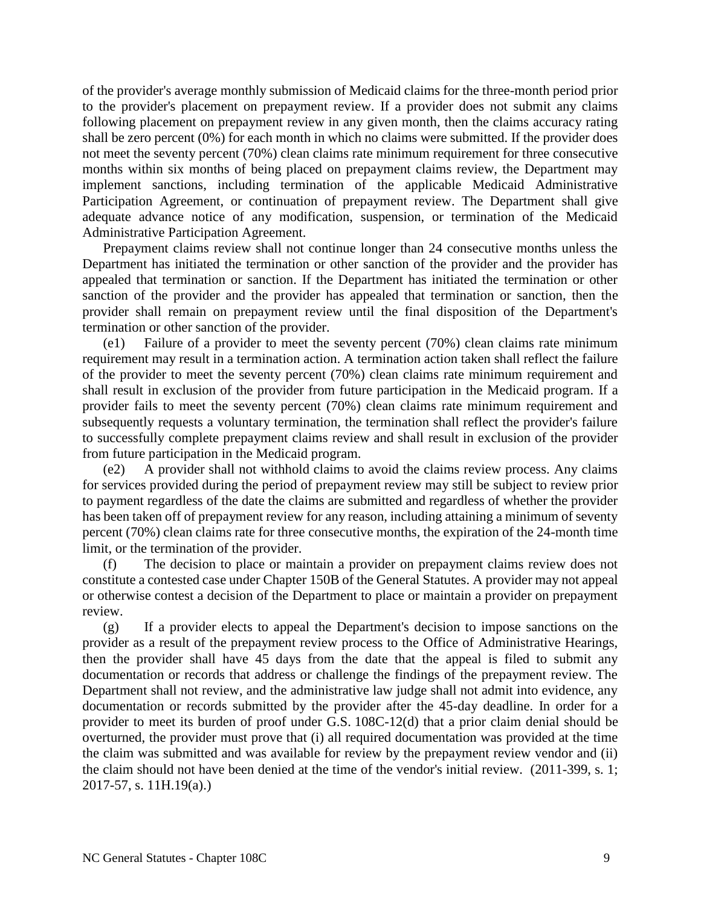of the provider's average monthly submission of Medicaid claims for the three-month period prior to the provider's placement on prepayment review. If a provider does not submit any claims following placement on prepayment review in any given month, then the claims accuracy rating shall be zero percent (0%) for each month in which no claims were submitted. If the provider does not meet the seventy percent (70%) clean claims rate minimum requirement for three consecutive months within six months of being placed on prepayment claims review, the Department may implement sanctions, including termination of the applicable Medicaid Administrative Participation Agreement, or continuation of prepayment review. The Department shall give adequate advance notice of any modification, suspension, or termination of the Medicaid Administrative Participation Agreement.

Prepayment claims review shall not continue longer than 24 consecutive months unless the Department has initiated the termination or other sanction of the provider and the provider has appealed that termination or sanction. If the Department has initiated the termination or other sanction of the provider and the provider has appealed that termination or sanction, then the provider shall remain on prepayment review until the final disposition of the Department's termination or other sanction of the provider.

(e1) Failure of a provider to meet the seventy percent (70%) clean claims rate minimum requirement may result in a termination action. A termination action taken shall reflect the failure of the provider to meet the seventy percent (70%) clean claims rate minimum requirement and shall result in exclusion of the provider from future participation in the Medicaid program. If a provider fails to meet the seventy percent (70%) clean claims rate minimum requirement and subsequently requests a voluntary termination, the termination shall reflect the provider's failure to successfully complete prepayment claims review and shall result in exclusion of the provider from future participation in the Medicaid program.

(e2) A provider shall not withhold claims to avoid the claims review process. Any claims for services provided during the period of prepayment review may still be subject to review prior to payment regardless of the date the claims are submitted and regardless of whether the provider has been taken off of prepayment review for any reason, including attaining a minimum of seventy percent (70%) clean claims rate for three consecutive months, the expiration of the 24-month time limit, or the termination of the provider.

(f) The decision to place or maintain a provider on prepayment claims review does not constitute a contested case under Chapter 150B of the General Statutes. A provider may not appeal or otherwise contest a decision of the Department to place or maintain a provider on prepayment review.

(g) If a provider elects to appeal the Department's decision to impose sanctions on the provider as a result of the prepayment review process to the Office of Administrative Hearings, then the provider shall have 45 days from the date that the appeal is filed to submit any documentation or records that address or challenge the findings of the prepayment review. The Department shall not review, and the administrative law judge shall not admit into evidence, any documentation or records submitted by the provider after the 45-day deadline. In order for a provider to meet its burden of proof under G.S. 108C-12(d) that a prior claim denial should be overturned, the provider must prove that (i) all required documentation was provided at the time the claim was submitted and was available for review by the prepayment review vendor and (ii) the claim should not have been denied at the time of the vendor's initial review. (2011-399, s. 1; 2017-57, s. 11H.19(a).)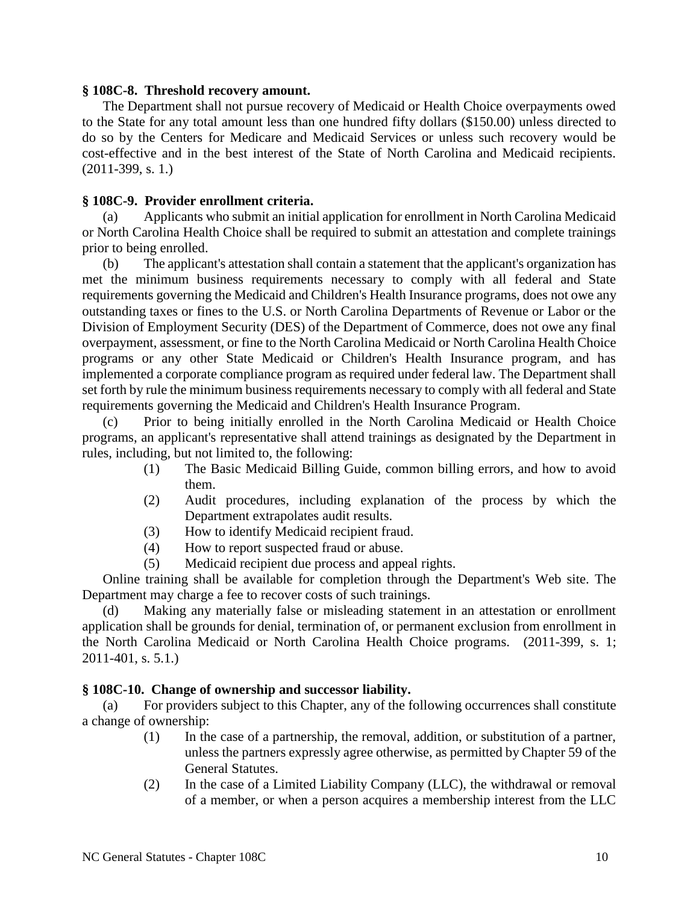### § 108C-8. Threshold recovery amount.

The Department shall not pursue recovery of Medicaid or Health Choice overpayments owed to the State for any total amount less than one hundred fifty dollars ($150.00) unless directed to do so by the Centers for Medicare and Medicaid Services or unless such recovery would be cost-effective and in the best interest of the State of North Carolina and Medicaid recipients. (2011-399, s. 1.)

### § 108C-9. Provider enrollment criteria.

(a) Applicants who submit an initial application for enrollment in North Carolina Medicaid or North Carolina Health Choice shall be required to submit an attestation and complete trainings prior to being enrolled.

(b) The applicant's attestation shall contain a statement that the applicant's organization has met the minimum business requirements necessary to comply with all federal and State requirements governing the Medicaid and Children's Health Insurance programs, does not owe any outstanding taxes or fines to the U.S. or North Carolina Departments of Revenue or Labor or the Division of Employment Security (DES) of the Department of Commerce, does not owe any final overpayment, assessment, or fine to the North Carolina Medicaid or North Carolina Health Choice programs or any other State Medicaid or Children's Health Insurance program, and has implemented a corporate compliance program as required under federal law. The Department shall set forth by rule the minimum business requirements necessary to comply with all federal and State requirements governing the Medicaid and Children's Health Insurance Program.

(c) Prior to being initially enrolled in the North Carolina Medicaid or Health Choice programs, an applicant's representative shall attend trainings as designated by the Department in rules, including, but not limited to, the following:

(1) The Basic Medicaid Billing Guide, common billing errors, and how to avoid them.

(2) Audit procedures, including explanation of the process by which the Department extrapolates audit results.

(3) How to identify Medicaid recipient fraud.

(4) How to report suspected fraud or abuse.

(5) Medicaid recipient due process and appeal rights.

Online training shall be available for completion through the Department's Web site. The Department may charge a fee to recover costs of such trainings.

(d) Making any materially false or misleading statement in an attestation or enrollment application shall be grounds for denial, termination of, or permanent exclusion from enrollment in the North Carolina Medicaid or North Carolina Health Choice programs. (2011-399, s. 1; 2011-401, s. 5.1.)

### § 108C-10. Change of ownership and successor liability.

(a) For providers subject to this Chapter, any of the following occurrences shall constitute a change of ownership:

(1) In the case of a partnership, the removal, addition, or substitution of a partner, unless the partners expressly agree otherwise, as permitted by Chapter 59 of the General Statutes.

(2) In the case of a Limited Liability Company (LLC), the withdrawal or removal of a member, or when a person acquires a membership interest from the LLC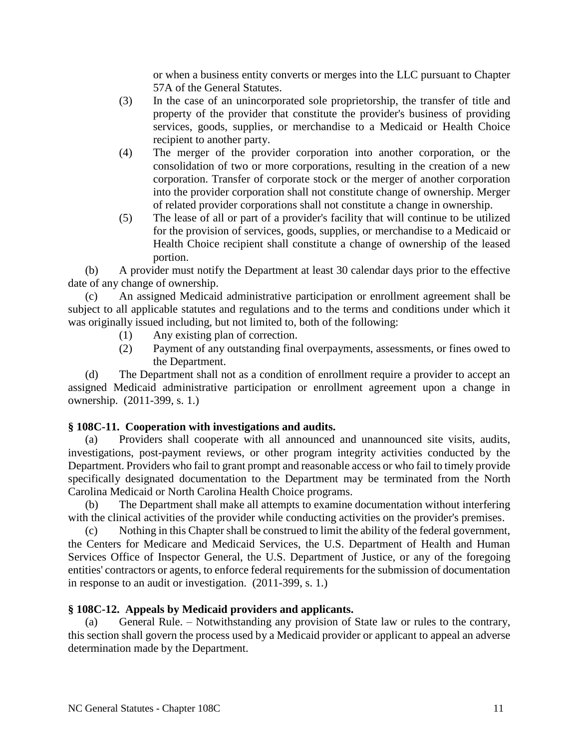or when a business entity converts or merges into the LLC pursuant to Chapter 57A of the General Statutes.

(3) In the case of an unincorporated sole proprietorship, the transfer of title and property of the provider that constitute the provider's business of providing services, goods, supplies, or merchandise to a Medicaid or Health Choice recipient to another party.

(4) The merger of the provider corporation into another corporation, or the consolidation of two or more corporations, resulting in the creation of a new corporation. Transfer of corporate stock or the merger of another corporation into the provider corporation shall not constitute change of ownership. Merger of related provider corporations shall not constitute a change in ownership.

(5) The lease of all or part of a provider's facility that will continue to be utilized for the provision of services, goods, supplies, or merchandise to a Medicaid or Health Choice recipient shall constitute a change of ownership of the leased portion.

(b) A provider must notify the Department at least 30 calendar days prior to the effective date of any change of ownership.

(c) An assigned Medicaid administrative participation or enrollment agreement shall be subject to all applicable statutes and regulations and to the terms and conditions under which it was originally issued including, but not limited to, both of the following:

(1) Any existing plan of correction.

(2) Payment of any outstanding final overpayments, assessments, or fines owed to the Department.

(d) The Department shall not as a condition of enrollment require a provider to accept an assigned Medicaid administrative participation or enrollment agreement upon a change in ownership. (2011-399, s. 1.)

### § 108C-11. Cooperation with investigations and audits.

(a) Providers shall cooperate with all announced and unannounced site visits, audits, investigations, post-payment reviews, or other program integrity activities conducted by the Department. Providers who fail to grant prompt and reasonable access or who fail to timely provide specifically designated documentation to the Department may be terminated from the North Carolina Medicaid or North Carolina Health Choice programs.

(b) The Department shall make all attempts to examine documentation without interfering with the clinical activities of the provider while conducting activities on the provider's premises.

(c) Nothing in this Chapter shall be construed to limit the ability of the federal government, the Centers for Medicare and Medicaid Services, the U.S. Department of Health and Human Services Office of Inspector General, the U.S. Department of Justice, or any of the foregoing entities' contractors or agents, to enforce federal requirements for the submission of documentation in response to an audit or investigation. (2011-399, s. 1.)

### § 108C-12. Appeals by Medicaid providers and applicants.

(a) General Rule. – Notwithstanding any provision of State law or rules to the contrary, this section shall govern the process used by a Medicaid provider or applicant to appeal an adverse determination made by the Department.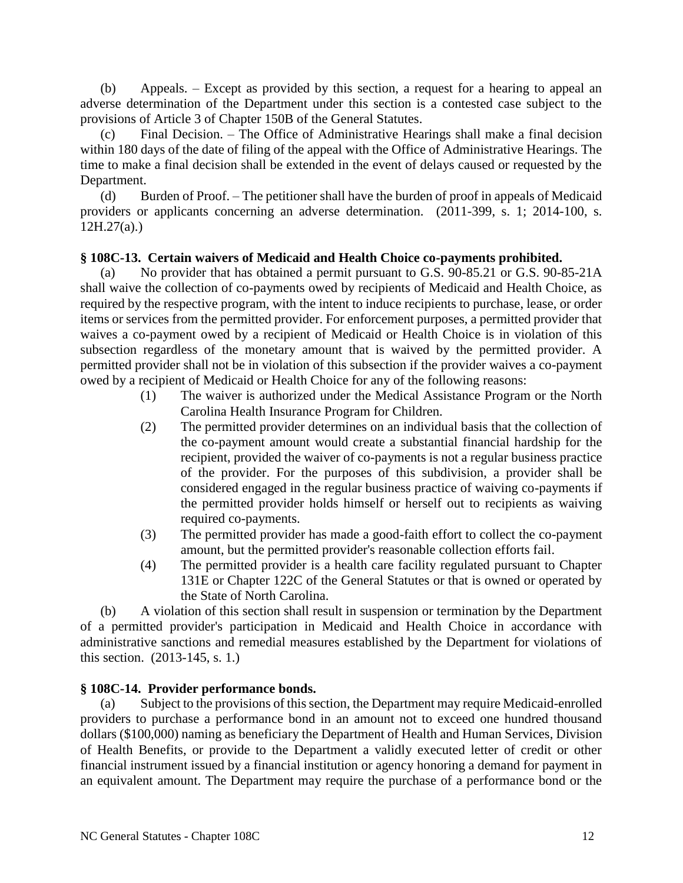(b) Appeals. – Except as provided by this section, a request for a hearing to appeal an adverse determination of the Department under this section is a contested case subject to the provisions of Article 3 of Chapter 150B of the General Statutes.

(c) Final Decision. – The Office of Administrative Hearings shall make a final decision within 180 days of the date of filing of the appeal with the Office of Administrative Hearings. The time to make a final decision shall be extended in the event of delays caused or requested by the Department.

(d) Burden of Proof. – The petitioner shall have the burden of proof in appeals of Medicaid providers or applicants concerning an adverse determination. (2011-399, s. 1; 2014-100, s. 12H.27(a).)

**§ 108C-13. Certain waivers of Medicaid and Health Choice co-payments prohibited.**

(a) No provider that has obtained a permit pursuant to G.S. 90-85.21 or G.S. 90-85-21A shall waive the collection of co-payments owed by recipients of Medicaid and Health Choice, as required by the respective program, with the intent to induce recipients to purchase, lease, or order items or services from the permitted provider. For enforcement purposes, a permitted provider that waives a co-payment owed by a recipient of Medicaid or Health Choice is in violation of this subsection regardless of the monetary amount that is waived by the permitted provider. A permitted provider shall not be in violation of this subsection if the provider waives a co-payment owed by a recipient of Medicaid or Health Choice for any of the following reasons:

(1) The waiver is authorized under the Medical Assistance Program or the North Carolina Health Insurance Program for Children.

(2) The permitted provider determines on an individual basis that the collection of the co-payment amount would create a substantial financial hardship for the recipient, provided the waiver of co-payments is not a regular business practice of the provider. For the purposes of this subdivision, a provider shall be considered engaged in the regular business practice of waiving co-payments if the permitted provider holds himself or herself out to recipients as waiving required co-payments.

(3) The permitted provider has made a good-faith effort to collect the co-payment amount, but the permitted provider's reasonable collection efforts fail.

(4) The permitted provider is a health care facility regulated pursuant to Chapter 131E or Chapter 122C of the General Statutes or that is owned or operated by the State of North Carolina.

(b) A violation of this section shall result in suspension or termination by the Department of a permitted provider's participation in Medicaid and Health Choice in accordance with administrative sanctions and remedial measures established by the Department for violations of this section. (2013-145, s. 1.)

**§ 108C-14. Provider performance bonds.**

(a) Subject to the provisions of this section, the Department may require Medicaid-enrolled providers to purchase a performance bond in an amount not to exceed one hundred thousand dollars ($100,000) naming as beneficiary the Department of Health and Human Services, Division of Health Benefits, or provide to the Department a validly executed letter of credit or other financial instrument issued by a financial institution or agency honoring a demand for payment in an equivalent amount. The Department may require the purchase of a performance bond or the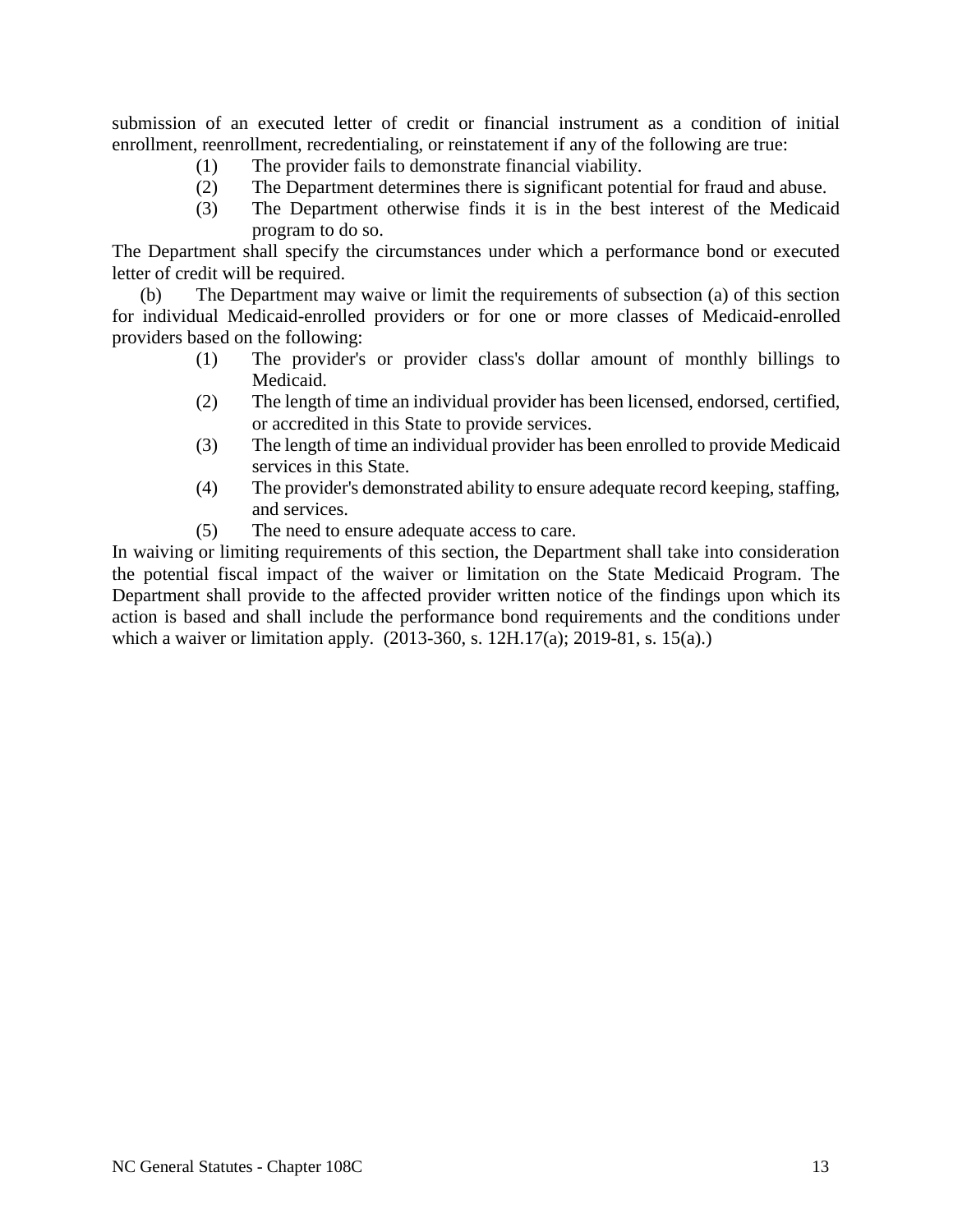submission of an executed letter of credit or financial instrument as a condition of initial enrollment, reenrollment, recredentialing, or reinstatement if any of the following are true:

(1) The provider fails to demonstrate financial viability.

(2) The Department determines there is significant potential for fraud and abuse.

(3) The Department otherwise finds it is in the best interest of the Medicaid program to do so.

The Department shall specify the circumstances under which a performance bond or executed letter of credit will be required.

(b) The Department may waive or limit the requirements of subsection (a) of this section for individual Medicaid-enrolled providers or for one or more classes of Medicaid-enrolled providers based on the following:

(1) The provider's or provider class's dollar amount of monthly billings to Medicaid.

(2) The length of time an individual provider has been licensed, endorsed, certified, or accredited in this State to provide services.

(3) The length of time an individual provider has been enrolled to provide Medicaid services in this State.

(4) The provider's demonstrated ability to ensure adequate record keeping, staffing, and services.

(5) The need to ensure adequate access to care.

In waiving or limiting requirements of this section, the Department shall take into consideration the potential fiscal impact of the waiver or limitation on the State Medicaid Program. The Department shall provide to the affected provider written notice of the findings upon which its action is based and shall include the performance bond requirements and the conditions under which a waiver or limitation apply. (2013-360, s. 12H.17(a); 2019-81, s. 15(a).)